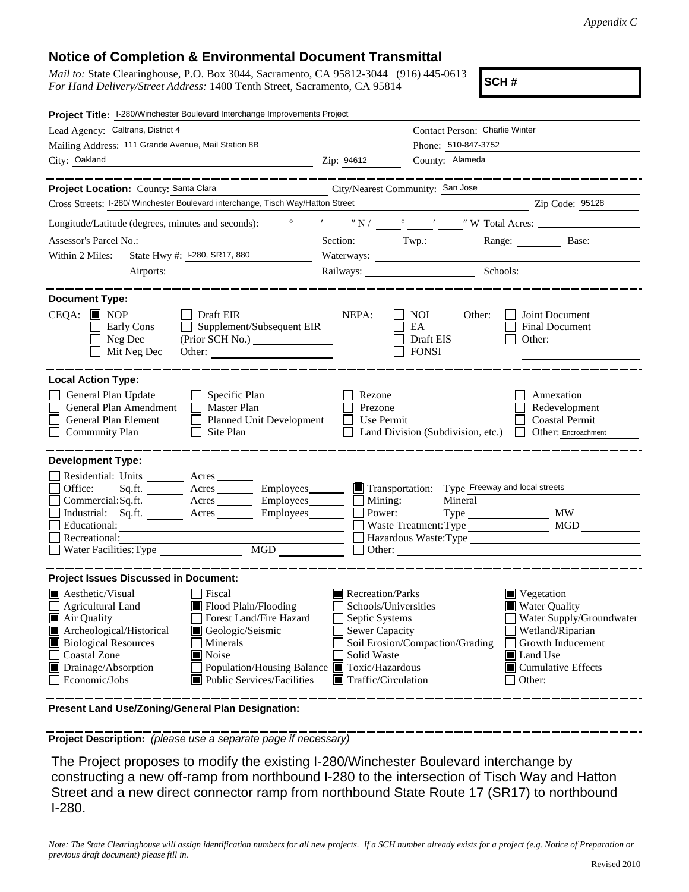*Appendix C*

## Notice of Completion & Environmental Document Transmittal

*Mail to:* State Clearinghouse, P.O. Box 3044, Sacramento, CA 95812-3044 (916) 445-0613
*For Hand Delivery/Street Address:* 1400 Tenth Street, Sacramento, CA 95814

**SCH #**

**Project Title:** I-280/Winchester Boulevard Interchange Improvements Project

Lead Agency: Caltrans, District 4
Contact Person: Charlie Winter
Mailing Address: 111 Grande Avenue, Mail Station 8B
Phone: 510-847-3752
City: Oakland
Zip: 94612
County: Alameda

---

**Project Location:** County: Santa Clara
City/Nearest Community: San Jose
Cross Streets: I-280/ Winchester Boulevard interchange, Tisch Way/Hatton Street
Zip Code: 95128

Longitude/Latitude (degrees, minutes and seconds): \_\_\_° \_\_\_′ \_\_\_″ N / \_\_\_° \_\_\_′ \_\_\_″ W Total Acres:

Assessor's Parcel No.:
Section: Twp.: Range: Base:

Within 2 Miles: State Hwy #: I-280, SR17, 880
Waterways:
Airports:
Railways:
Schools:

---

**Document Type:**

CEQA:
- [x] NOP
- [ ] Early Cons
- [ ] Neg Dec
- [ ] Mit Neg Dec
- [ ] Draft EIR
- [ ] Supplement/Subsequent EIR (Prior SCH No.)
- Other:

NEPA:
- [ ] NOI
- [ ] EA
- [ ] Draft EIS
- [ ] FONSI

Other:
- [ ] Joint Document
- [ ] Final Document
- [ ] Other:

---

**Local Action Type:**

- [ ] General Plan Update
- [ ] General Plan Amendment
- [ ] General Plan Element
- [ ] Community Plan
- [ ] Specific Plan
- [ ] Master Plan
- [ ] Planned Unit Development
- [ ] Site Plan
- [ ] Rezone
- [ ] Prezone
- [ ] Use Permit
- [ ] Land Division (Subdivision, etc.)
- [ ] Annexation
- [ ] Redevelopment
- [ ] Coastal Permit
- [ ] Other: Encroachment

---

**Development Type:**

- [ ] Residential: Units \_\_\_ Acres \_\_\_
- [ ] Office: Sq.ft. \_\_\_ Acres \_\_\_ Employees \_\_\_
- [ ] Commercial: Sq.ft. \_\_\_ Acres \_\_\_ Employees \_\_\_
- [ ] Industrial: Sq.ft. \_\_\_ Acres \_\_\_ Employees \_\_\_
- [ ] Educational:
- [ ] Recreational:
- [ ] Water Facilities: Type \_\_\_ MGD \_\_\_
- [x] Transportation: Type Freeway and local streets
- [ ] Mining: Mineral
- [ ] Power: Type \_\_\_ MW
- [ ] Waste Treatment: Type \_\_\_ MGD
- [ ] Hazardous Waste: Type
- [ ] Other:

---

**Project Issues Discussed in Document:**

- [x] Aesthetic/Visual
- [ ] Agricultural Land
- [x] Air Quality
- [x] Archeological/Historical
- [x] Biological Resources
- [ ] Coastal Zone
- [x] Drainage/Absorption
- [ ] Economic/Jobs
- [ ] Fiscal
- [x] Flood Plain/Flooding
- [ ] Forest Land/Fire Hazard
- [x] Geologic/Seismic
- [ ] Minerals
- [x] Noise
- [ ] Population/Housing Balance
- [x] Public Services/Facilities
- [x] Recreation/Parks
- [ ] Schools/Universities
- [ ] Septic Systems
- [ ] Sewer Capacity
- [ ] Soil Erosion/Compaction/Grading
- [ ] Solid Waste
- [x] Toxic/Hazardous
- [x] Traffic/Circulation
- [x] Vegetation
- [x] Water Quality
- [ ] Water Supply/Groundwater
- [ ] Wetland/Riparian
- [ ] Growth Inducement
- [x] Land Use
- [x] Cumulative Effects
- [ ] Other:

---

**Present Land Use/Zoning/General Plan Designation:**

---

**Project Description:** *(please use a separate page if necessary)*

The Project proposes to modify the existing I-280/Winchester Boulevard interchange by constructing a new off-ramp from northbound I-280 to the intersection of Tisch Way and Hatton Street and a new direct connector ramp from northbound State Route 17 (SR17) to northbound I-280.

*Note: The State Clearinghouse will assign identification numbers for all new projects. If a SCH number already exists for a project (e.g. Notice of Preparation or previous draft document) please fill in.*

Revised 2010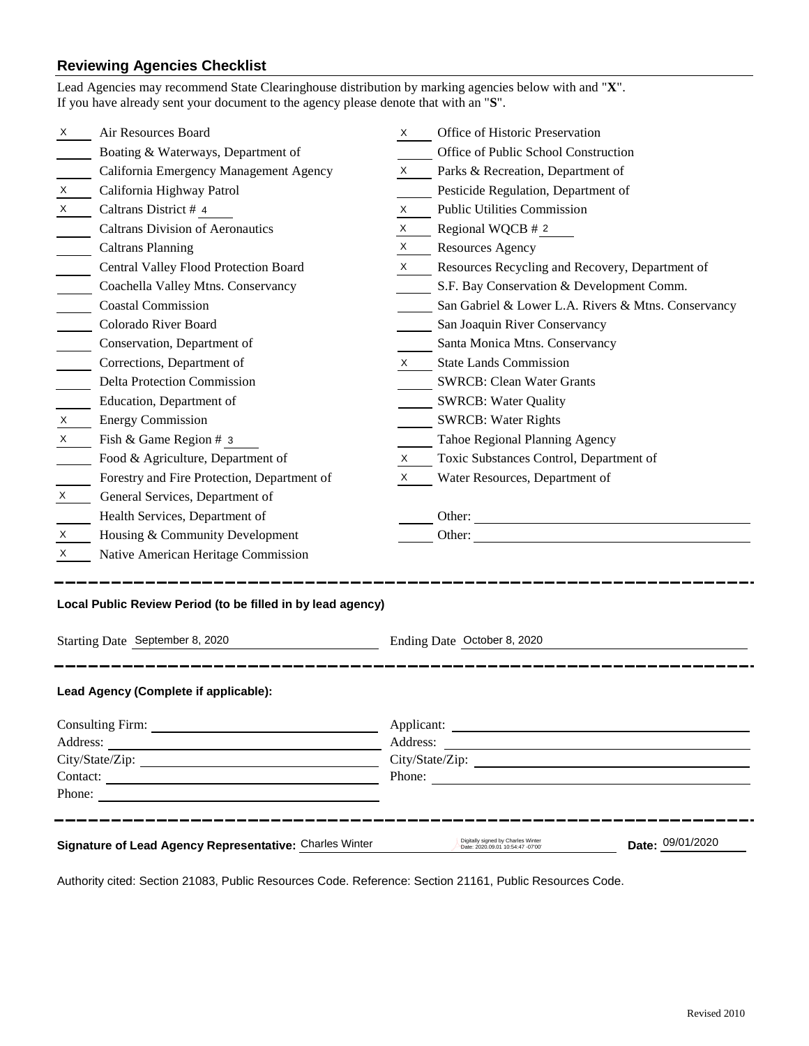## Reviewing Agencies Checklist

Lead Agencies may recommend State Clearinghouse distribution by marking agencies below with and "**X**".
If you have already sent your document to the agency please denote that with an "**S**".

- X Air Resources Board
- \_\_\_ Boating & Waterways, Department of
- \_\_\_ California Emergency Management Agency
- X California Highway Patrol
- X Caltrans District # 4
- \_\_\_ Caltrans Division of Aeronautics
- \_\_\_ Caltrans Planning
- \_\_\_ Central Valley Flood Protection Board
- \_\_\_ Coachella Valley Mtns. Conservancy
- \_\_\_ Coastal Commission
- \_\_\_ Colorado River Board
- \_\_\_ Conservation, Department of
- \_\_\_ Corrections, Department of
- \_\_\_ Delta Protection Commission
- \_\_\_ Education, Department of
- X Energy Commission
- X Fish & Game Region # 3
- \_\_\_ Food & Agriculture, Department of
- \_\_\_ Forestry and Fire Protection, Department of
- X General Services, Department of
- \_\_\_ Health Services, Department of
- X Housing & Community Development
- X Native American Heritage Commission
- X Office of Historic Preservation
- \_\_\_ Office of Public School Construction
- X Parks & Recreation, Department of
- \_\_\_ Pesticide Regulation, Department of
- X Public Utilities Commission
- X Regional WQCB # 2
- X Resources Agency
- X Resources Recycling and Recovery, Department of
- \_\_\_ S.F. Bay Conservation & Development Comm.
- \_\_\_ San Gabriel & Lower L.A. Rivers & Mtns. Conservancy
- \_\_\_ San Joaquin River Conservancy
- \_\_\_ Santa Monica Mtns. Conservancy
- X State Lands Commission
- \_\_\_ SWRCB: Clean Water Grants
- \_\_\_ SWRCB: Water Quality
- \_\_\_ SWRCB: Water Rights
- \_\_\_ Tahoe Regional Planning Agency
- X Toxic Substances Control, Department of
- X Water Resources, Department of
- \_\_\_ Other: \_\_\_\_\_\_\_\_\_\_
- \_\_\_ Other: \_\_\_\_\_\_\_\_\_\_

---

**Local Public Review Period (to be filled in by lead agency)**

Starting Date September 8, 2020 Ending Date October 8, 2020

---

**Lead Agency (Complete if applicable):**

Consulting Firm: \_\_\_\_\_\_\_\_\_\_
Address: \_\_\_\_\_\_\_\_\_\_
City/State/Zip: \_\_\_\_\_\_\_\_\_\_
Contact: \_\_\_\_\_\_\_\_\_\_
Phone: \_\_\_\_\_\_\_\_\_\_

Applicant: \_\_\_\_\_\_\_\_\_\_
Address: \_\_\_\_\_\_\_\_\_\_
City/State/Zip: \_\_\_\_\_\_\_\_\_\_
Phone: \_\_\_\_\_\_\_\_\_\_

---

**Signature of Lead Agency Representative:** Charles Winter (Digitally signed by Charles Winter Date: 2020.09.01 10:54:47 -07'00') **Date:** 09/01/2020

Authority cited: Section 21083, Public Resources Code. Reference: Section 21161, Public Resources Code.

Revised 2010